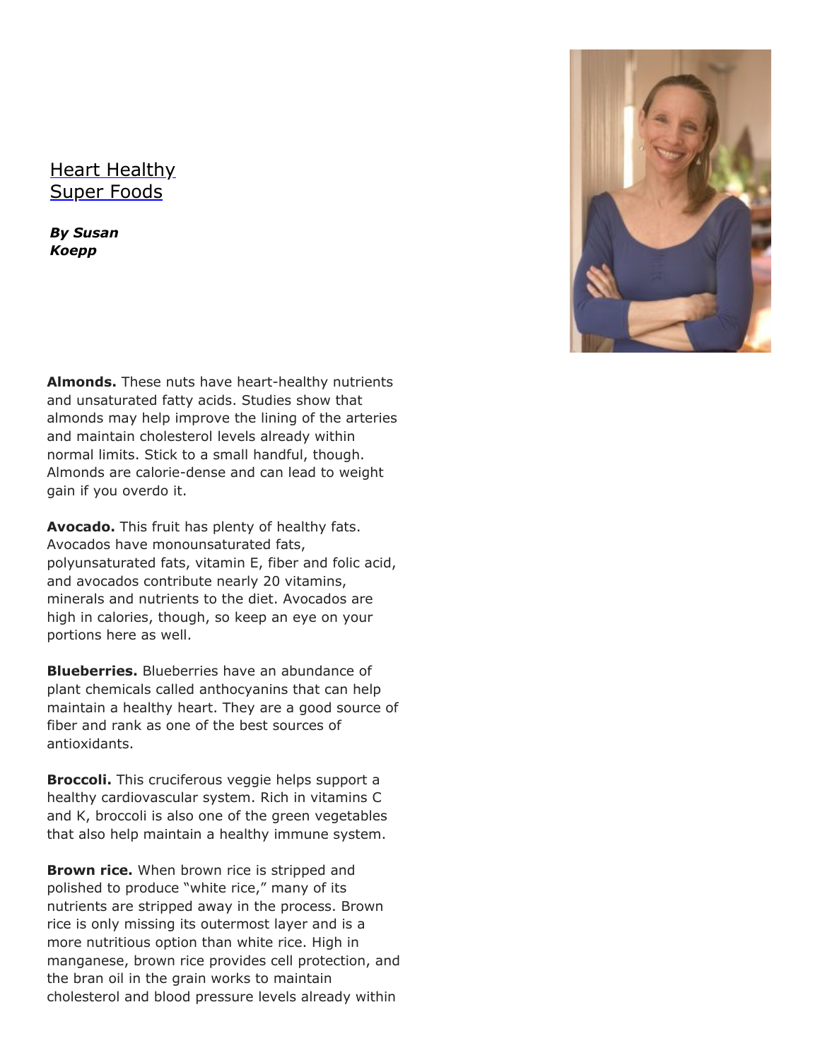# Heart Healthy Super Foods

***By Susan Koepp***

**Almonds.** These nuts have heart-healthy nutrients and unsaturated fatty acids. Studies show that almonds may help improve the lining of the arteries and maintain cholesterol levels already within normal limits. Stick to a small handful, though. Almonds are calorie-dense and can lead to weight gain if you overdo it.

**Avocado.** This fruit has plenty of healthy fats. Avocados have monounsaturated fats, polyunsaturated fats, vitamin E, fiber and folic acid, and avocados contribute nearly 20 vitamins, minerals and nutrients to the diet. Avocados are high in calories, though, so keep an eye on your portions here as well.

**Blueberries.** Blueberries have an abundance of plant chemicals called anthocyanins that can help maintain a healthy heart. They are a good source of fiber and rank as one of the best sources of antioxidants.

**Broccoli.** This cruciferous veggie helps support a healthy cardiovascular system. Rich in vitamins C and K, broccoli is also one of the green vegetables that also help maintain a healthy immune system.

**Brown rice.** When brown rice is stripped and polished to produce "white rice," many of its nutrients are stripped away in the process. Brown rice is only missing its outermost layer and is a more nutritious option than white rice. High in manganese, brown rice provides cell protection, and the bran oil in the grain works to maintain cholesterol and blood pressure levels already within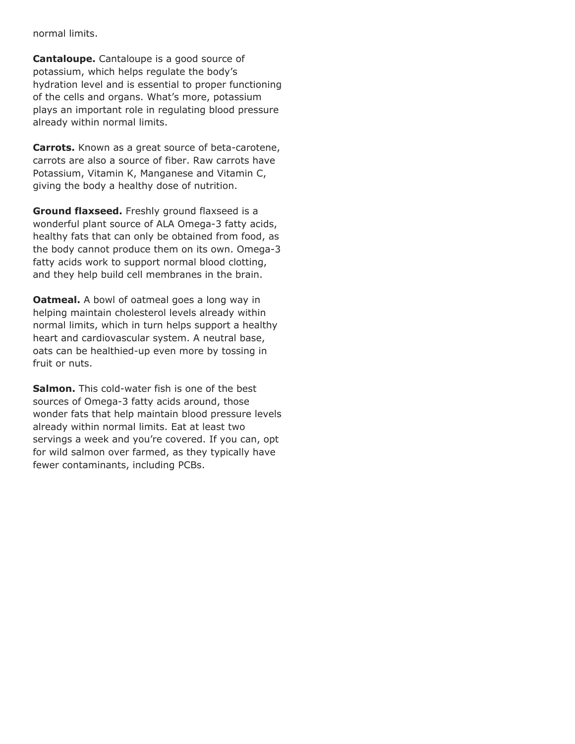normal limits.

**Cantaloupe.** Cantaloupe is a good source of potassium, which helps regulate the body's hydration level and is essential to proper functioning of the cells and organs. What's more, potassium plays an important role in regulating blood pressure already within normal limits.

**Carrots.** Known as a great source of beta-carotene, carrots are also a source of fiber. Raw carrots have Potassium, Vitamin K, Manganese and Vitamin C, giving the body a healthy dose of nutrition.

**Ground flaxseed.** Freshly ground flaxseed is a wonderful plant source of ALA Omega-3 fatty acids, healthy fats that can only be obtained from food, as the body cannot produce them on its own. Omega-3 fatty acids work to support normal blood clotting, and they help build cell membranes in the brain.

**Oatmeal.** A bowl of oatmeal goes a long way in helping maintain cholesterol levels already within normal limits, which in turn helps support a healthy heart and cardiovascular system. A neutral base, oats can be healthied-up even more by tossing in fruit or nuts.

**Salmon.** This cold-water fish is one of the best sources of Omega-3 fatty acids around, those wonder fats that help maintain blood pressure levels already within normal limits. Eat at least two servings a week and you're covered. If you can, opt for wild salmon over farmed, as they typically have fewer contaminants, including PCBs.